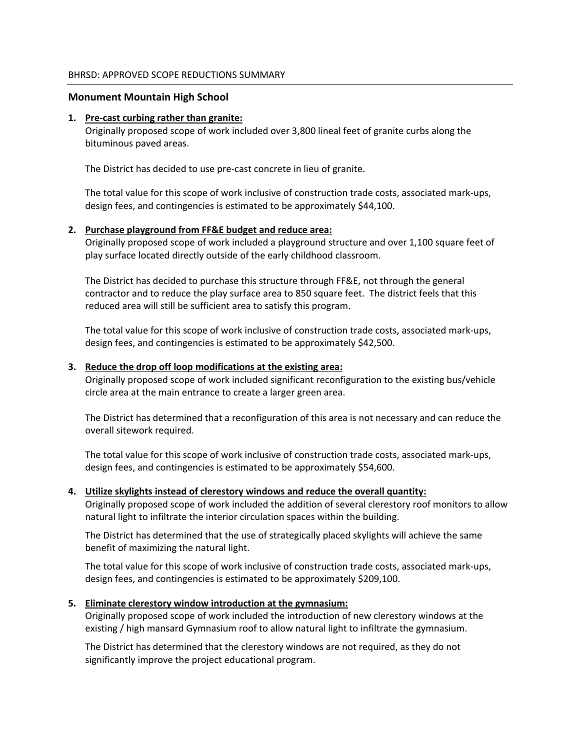BHRSD: APPROVED SCOPE REDUCTIONS SUMMARY

## Monument Mountain High School

1. **Pre-cast curbing rather than granite:**
   Originally proposed scope of work included over 3,800 lineal feet of granite curbs along the bituminous paved areas.

   The District has decided to use pre-cast concrete in lieu of granite.

   The total value for this scope of work inclusive of construction trade costs, associated mark-ups, design fees, and contingencies is estimated to be approximately $44,100.

2. **Purchase playground from FF&E budget and reduce area:**
   Originally proposed scope of work included a playground structure and over 1,100 square feet of play surface located directly outside of the early childhood classroom.

   The District has decided to purchase this structure through FF&E, not through the general contractor and to reduce the play surface area to 850 square feet. The district feels that this reduced area will still be sufficient area to satisfy this program.

   The total value for this scope of work inclusive of construction trade costs, associated mark-ups, design fees, and contingencies is estimated to be approximately $42,500.

3. **Reduce the drop off loop modifications at the existing area:**
   Originally proposed scope of work included significant reconfiguration to the existing bus/vehicle circle area at the main entrance to create a larger green area.

   The District has determined that a reconfiguration of this area is not necessary and can reduce the overall sitework required.

   The total value for this scope of work inclusive of construction trade costs, associated mark-ups, design fees, and contingencies is estimated to be approximately $54,600.

4. **Utilize skylights instead of clerestory windows and reduce the overall quantity:**
   Originally proposed scope of work included the addition of several clerestory roof monitors to allow natural light to infiltrate the interior circulation spaces within the building.

   The District has determined that the use of strategically placed skylights will achieve the same benefit of maximizing the natural light.

   The total value for this scope of work inclusive of construction trade costs, associated mark-ups, design fees, and contingencies is estimated to be approximately $209,100.

5. **Eliminate clerestory window introduction at the gymnasium:**
   Originally proposed scope of work included the introduction of new clerestory windows at the existing / high mansard Gymnasium roof to allow natural light to infiltrate the gymnasium.

   The District has determined that the clerestory windows are not required, as they do not significantly improve the project educational program.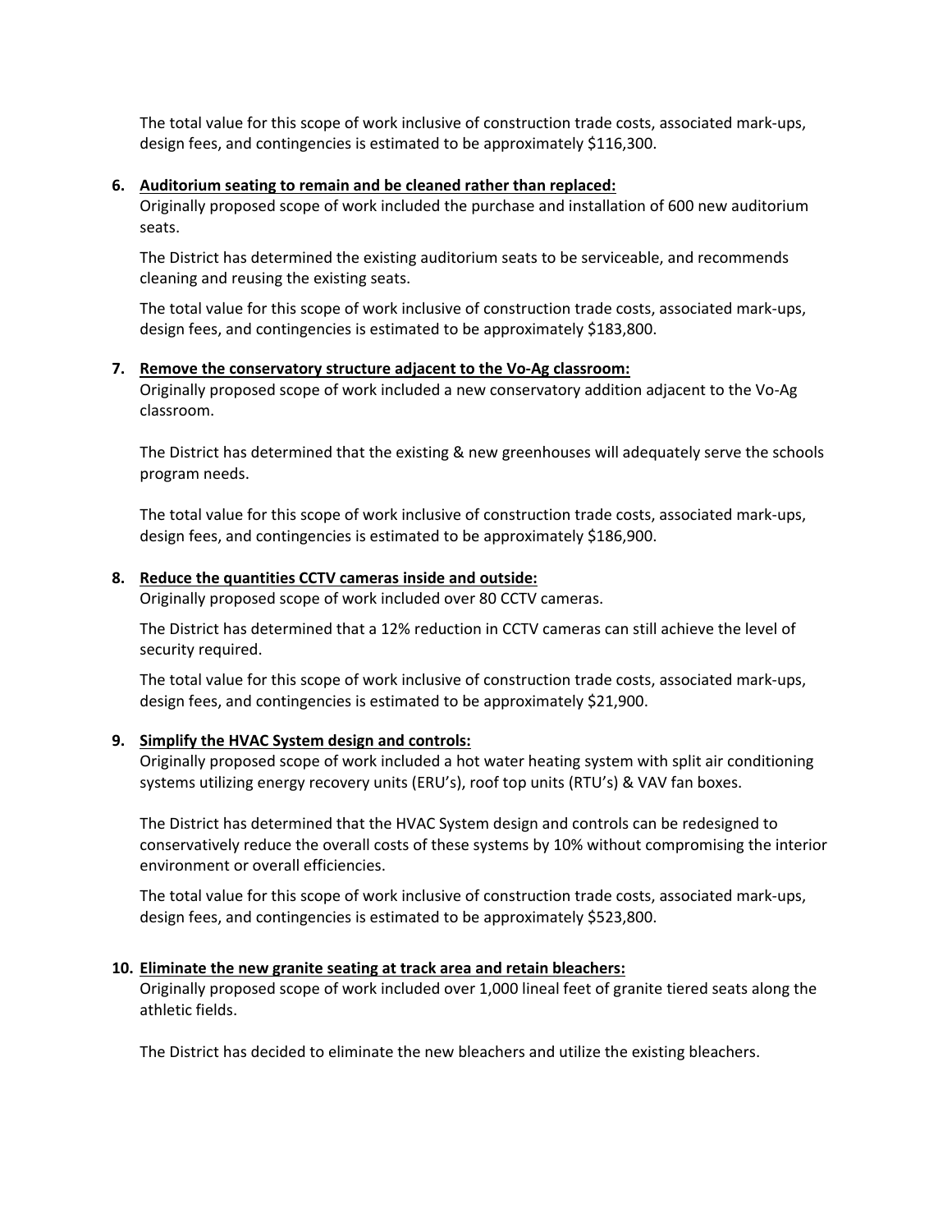The total value for this scope of work inclusive of construction trade costs, associated mark-ups, design fees, and contingencies is estimated to be approximately $116,300.

6. **Auditorium seating to remain and be cleaned rather than replaced:**
   Originally proposed scope of work included the purchase and installation of 600 new auditorium seats.

   The District has determined the existing auditorium seats to be serviceable, and recommends cleaning and reusing the existing seats.

   The total value for this scope of work inclusive of construction trade costs, associated mark-ups, design fees, and contingencies is estimated to be approximately $183,800.

7. **Remove the conservatory structure adjacent to the Vo-Ag classroom:**
   Originally proposed scope of work included a new conservatory addition adjacent to the Vo-Ag classroom.

   The District has determined that the existing & new greenhouses will adequately serve the schools program needs.

   The total value for this scope of work inclusive of construction trade costs, associated mark-ups, design fees, and contingencies is estimated to be approximately $186,900.

8. **Reduce the quantities CCTV cameras inside and outside:**
   Originally proposed scope of work included over 80 CCTV cameras.

   The District has determined that a 12% reduction in CCTV cameras can still achieve the level of security required.

   The total value for this scope of work inclusive of construction trade costs, associated mark-ups, design fees, and contingencies is estimated to be approximately $21,900.

9. **Simplify the HVAC System design and controls:**
   Originally proposed scope of work included a hot water heating system with split air conditioning systems utilizing energy recovery units (ERU's), roof top units (RTU's) & VAV fan boxes.

   The District has determined that the HVAC System design and controls can be redesigned to conservatively reduce the overall costs of these systems by 10% without compromising the interior environment or overall efficiencies.

   The total value for this scope of work inclusive of construction trade costs, associated mark-ups, design fees, and contingencies is estimated to be approximately $523,800.

10. **Eliminate the new granite seating at track area and retain bleachers:**
    Originally proposed scope of work included over 1,000 lineal feet of granite tiered seats along the athletic fields.

    The District has decided to eliminate the new bleachers and utilize the existing bleachers.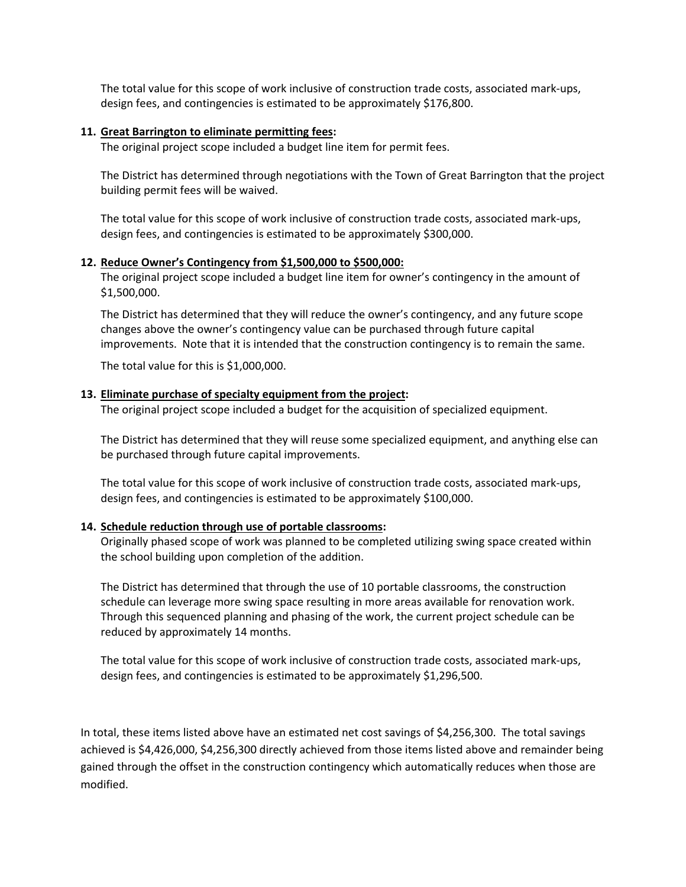The total value for this scope of work inclusive of construction trade costs, associated mark-ups, design fees, and contingencies is estimated to be approximately $176,800.

11. **<u>Great Barrington to eliminate permitting fees</u>:**
    The original project scope included a budget line item for permit fees.

    The District has determined through negotiations with the Town of Great Barrington that the project building permit fees will be waived.

    The total value for this scope of work inclusive of construction trade costs, associated mark-ups, design fees, and contingencies is estimated to be approximately $300,000.

12. **<u>Reduce Owner's Contingency from $1,500,000 to $500,000:</u>**
    The original project scope included a budget line item for owner's contingency in the amount of $1,500,000.

    The District has determined that they will reduce the owner's contingency, and any future scope changes above the owner's contingency value can be purchased through future capital improvements. Note that it is intended that the construction contingency is to remain the same.

    The total value for this is $1,000,000.

13. **<u>Eliminate purchase of specialty equipment from the project</u>:**
    The original project scope included a budget for the acquisition of specialized equipment.

    The District has determined that they will reuse some specialized equipment, and anything else can be purchased through future capital improvements.

    The total value for this scope of work inclusive of construction trade costs, associated mark-ups, design fees, and contingencies is estimated to be approximately $100,000.

14. **<u>Schedule reduction through use of portable classrooms</u>:**
    Originally phased scope of work was planned to be completed utilizing swing space created within the school building upon completion of the addition.

    The District has determined that through the use of 10 portable classrooms, the construction schedule can leverage more swing space resulting in more areas available for renovation work. Through this sequenced planning and phasing of the work, the current project schedule can be reduced by approximately 14 months.

    The total value for this scope of work inclusive of construction trade costs, associated mark-ups, design fees, and contingencies is estimated to be approximately $1,296,500.

In total, these items listed above have an estimated net cost savings of $4,256,300. The total savings achieved is $4,426,000, $4,256,300 directly achieved from those items listed above and remainder being gained through the offset in the construction contingency which automatically reduces when those are modified.